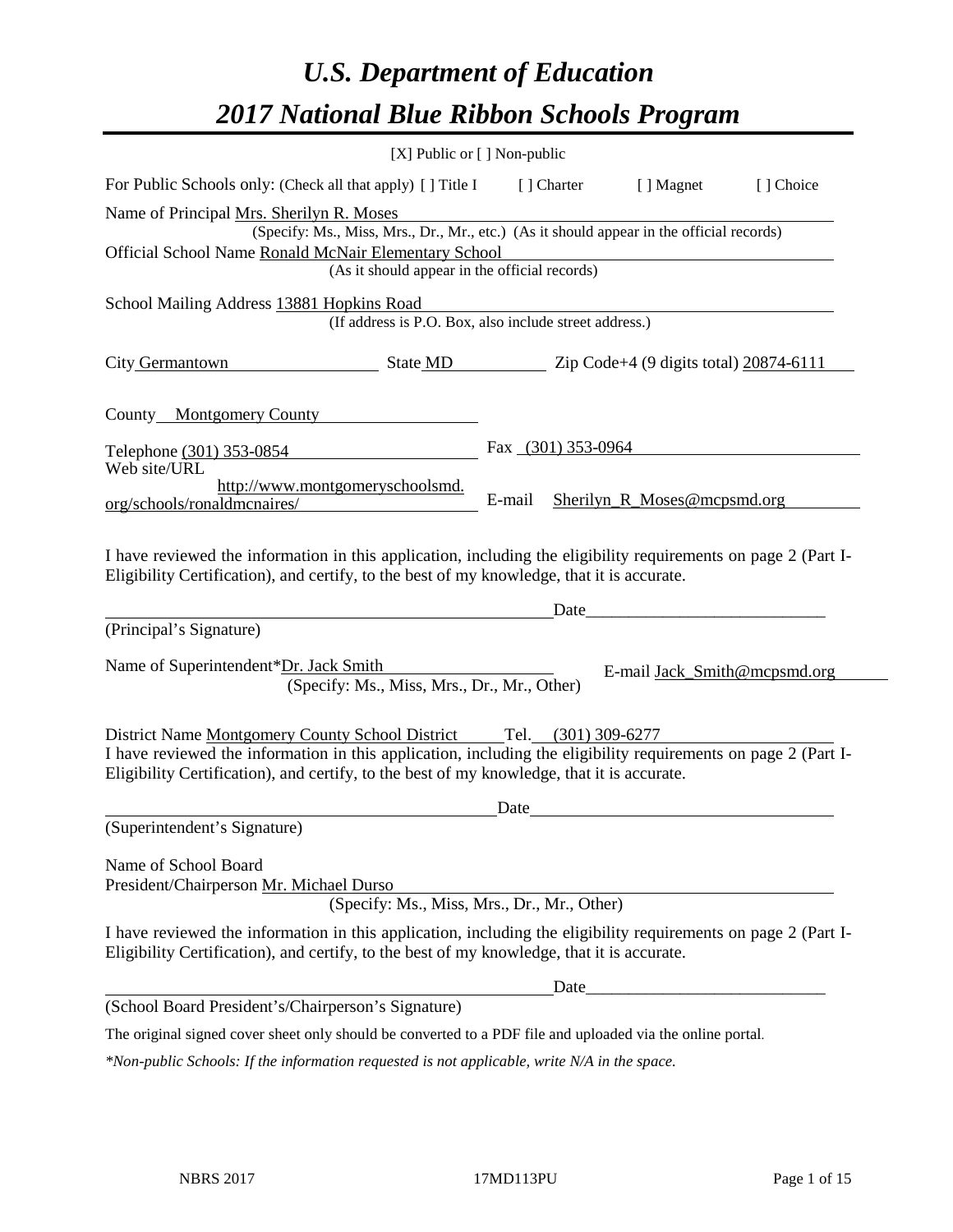# *U.S. Department of Education*

# *2017 National Blue Ribbon Schools Program*

[X] Public or [ ] Non-public

For Public Schools only: (Check all that apply) [ ] Title I [ ] Charter [ ] Magnet [ ] Choice

Name of Principal Mrs. Sherilyn R. Moses
(Specify: Ms., Miss, Mrs., Dr., Mr., etc.) (As it should appear in the official records)

Official School Name Ronald McNair Elementary School
(As it should appear in the official records)

School Mailing Address 13881 Hopkins Road
(If address is P.O. Box, also include street address.)

City Germantown State MD Zip Code+4 (9 digits total) 20874-6111

County Montgomery County

Telephone (301) 353-0854 Fax (301) 353-0964

Web site/URL http://www.montgomeryschoolsmd.org/schools/ronaldmcnaires/ E-mail Sherilyn_R_Moses@mcpsmd.org

I have reviewed the information in this application, including the eligibility requirements on page 2 (Part I-Eligibility Certification), and certify, to the best of my knowledge, that it is accurate.

_______________________________________ Date_______________________

(Principal's Signature)

Name of Superintendent*Dr. Jack Smith E-mail Jack_Smith@mcpsmd.org
(Specify: Ms., Miss, Mrs., Dr., Mr., Other)

District Name Montgomery County School District Tel. (301) 309-6277

I have reviewed the information in this application, including the eligibility requirements on page 2 (Part I-Eligibility Certification), and certify, to the best of my knowledge, that it is accurate.

_______________________________________ Date_______________________

(Superintendent's Signature)

Name of School Board
President/Chairperson Mr. Michael Durso
(Specify: Ms., Miss, Mrs., Dr., Mr., Other)

I have reviewed the information in this application, including the eligibility requirements on page 2 (Part I-Eligibility Certification), and certify, to the best of my knowledge, that it is accurate.

_______________________________________ Date_______________________

(School Board President's/Chairperson's Signature)

The original signed cover sheet only should be converted to a PDF file and uploaded via the online portal.

*\*Non-public Schools: If the information requested is not applicable, write N/A in the space.*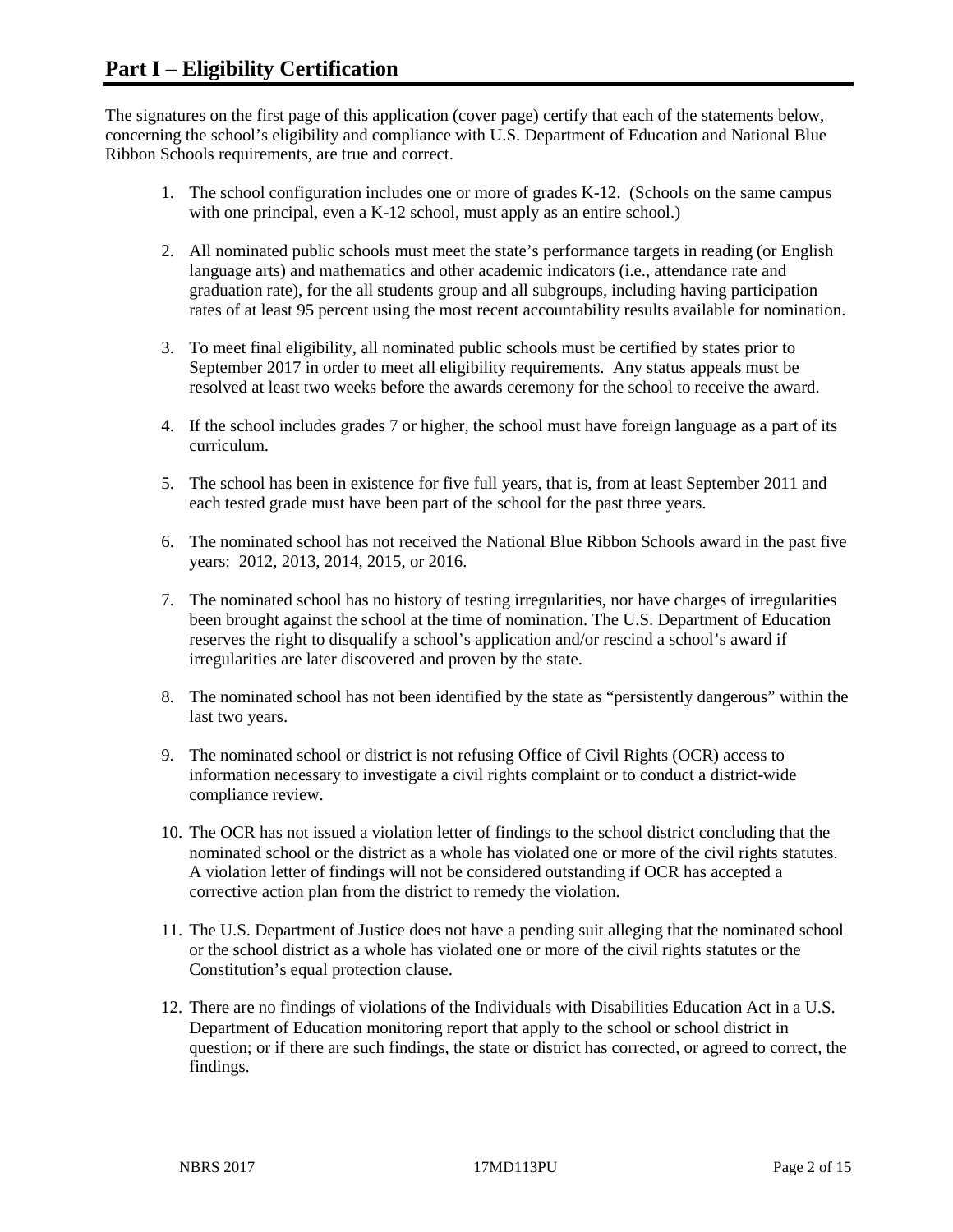# Part I – Eligibility Certification

The signatures on the first page of this application (cover page) certify that each of the statements below, concerning the school's eligibility and compliance with U.S. Department of Education and National Blue Ribbon Schools requirements, are true and correct.

1. The school configuration includes one or more of grades K-12. (Schools on the same campus with one principal, even a K-12 school, must apply as an entire school.)
2. All nominated public schools must meet the state's performance targets in reading (or English language arts) and mathematics and other academic indicators (i.e., attendance rate and graduation rate), for the all students group and all subgroups, including having participation rates of at least 95 percent using the most recent accountability results available for nomination.
3. To meet final eligibility, all nominated public schools must be certified by states prior to September 2017 in order to meet all eligibility requirements. Any status appeals must be resolved at least two weeks before the awards ceremony for the school to receive the award.
4. If the school includes grades 7 or higher, the school must have foreign language as a part of its curriculum.
5. The school has been in existence for five full years, that is, from at least September 2011 and each tested grade must have been part of the school for the past three years.
6. The nominated school has not received the National Blue Ribbon Schools award in the past five years: 2012, 2013, 2014, 2015, or 2016.
7. The nominated school has no history of testing irregularities, nor have charges of irregularities been brought against the school at the time of nomination. The U.S. Department of Education reserves the right to disqualify a school's application and/or rescind a school's award if irregularities are later discovered and proven by the state.
8. The nominated school has not been identified by the state as "persistently dangerous" within the last two years.
9. The nominated school or district is not refusing Office of Civil Rights (OCR) access to information necessary to investigate a civil rights complaint or to conduct a district-wide compliance review.
10. The OCR has not issued a violation letter of findings to the school district concluding that the nominated school or the district as a whole has violated one or more of the civil rights statutes. A violation letter of findings will not be considered outstanding if OCR has accepted a corrective action plan from the district to remedy the violation.
11. The U.S. Department of Justice does not have a pending suit alleging that the nominated school or the school district as a whole has violated one or more of the civil rights statutes or the Constitution's equal protection clause.
12. There are no findings of violations of the Individuals with Disabilities Education Act in a U.S. Department of Education monitoring report that apply to the school or school district in question; or if there are such findings, the state or district has corrected, or agreed to correct, the findings.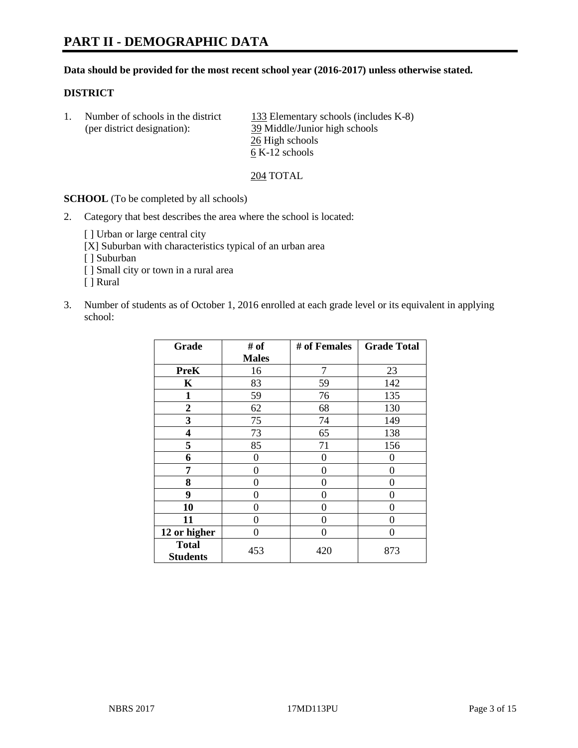# PART II - DEMOGRAPHIC DATA

**Data should be provided for the most recent school year (2016-2017) unless otherwise stated.**

**DISTRICT**

1. Number of schools in the district (per district designation):
   133 Elementary schools (includes K-8)
   39 Middle/Junior high schools
   26 High schools
   6 K-12 schools

   204 TOTAL

**SCHOOL** (To be completed by all schools)

2. Category that best describes the area where the school is located:

   [ ] Urban or large central city
   [X] Suburban with characteristics typical of an urban area
   [ ] Suburban
   [ ] Small city or town in a rural area
   [ ] Rural

3. Number of students as of October 1, 2016 enrolled at each grade level or its equivalent in applying school:

| Grade | # of Males | # of Females | Grade Total |
|---|---|---|---|
| **PreK** | 16 | 7 | 23 |
| **K** | 83 | 59 | 142 |
| **1** | 59 | 76 | 135 |
| **2** | 62 | 68 | 130 |
| **3** | 75 | 74 | 149 |
| **4** | 73 | 65 | 138 |
| **5** | 85 | 71 | 156 |
| **6** | 0 | 0 | 0 |
| **7** | 0 | 0 | 0 |
| **8** | 0 | 0 | 0 |
| **9** | 0 | 0 | 0 |
| **10** | 0 | 0 | 0 |
| **11** | 0 | 0 | 0 |
| **12 or higher** | 0 | 0 | 0 |
| **Total Students** | 453 | 420 | 873 |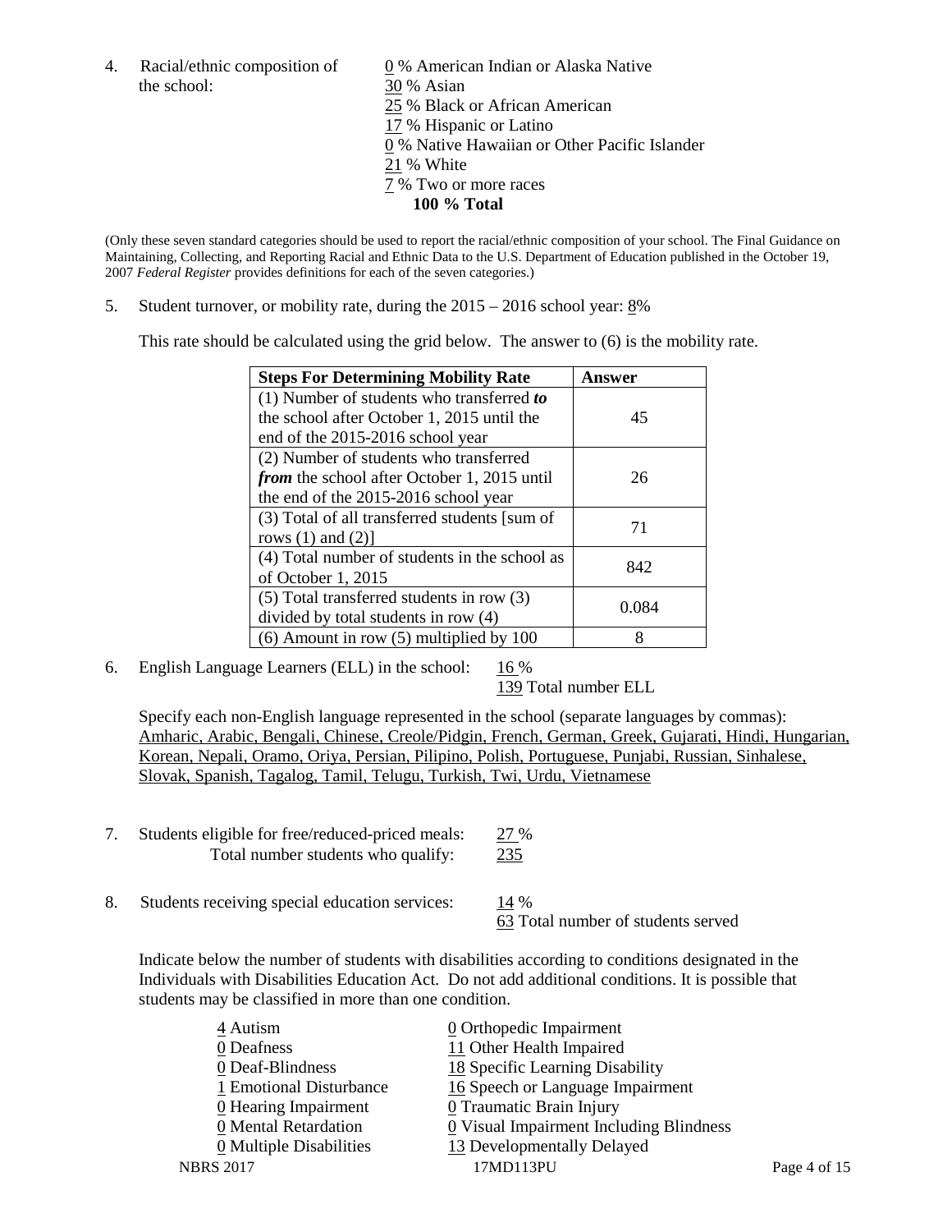4. Racial/ethnic composition of the school:

0 % American Indian or Alaska Native
30 % Asian
25 % Black or African American
17 % Hispanic or Latino
0 % Native Hawaiian or Other Pacific Islander
21 % White
7 % Two or more races
**100 % Total**

(Only these seven standard categories should be used to report the racial/ethnic composition of your school. The Final Guidance on Maintaining, Collecting, and Reporting Racial and Ethnic Data to the U.S. Department of Education published in the October 19, 2007 *Federal Register* provides definitions for each of the seven categories.)

5. Student turnover, or mobility rate, during the 2015 – 2016 school year: 8%

This rate should be calculated using the grid below. The answer to (6) is the mobility rate.

| **Steps For Determining Mobility Rate** | **Answer** |
|---|---|
| (1) Number of students who transferred ***to*** the school after October 1, 2015 until the end of the 2015-2016 school year | 45 |
| (2) Number of students who transferred ***from*** the school after October 1, 2015 until the end of the 2015-2016 school year | 26 |
| (3) Total of all transferred students [sum of rows (1) and (2)] | 71 |
| (4) Total number of students in the school as of October 1, 2015 | 842 |
| (5) Total transferred students in row (3) divided by total students in row (4) | 0.084 |
| (6) Amount in row (5) multiplied by 100 | 8 |

6. English Language Learners (ELL) in the school: 16 %
139 Total number ELL

Specify each non-English language represented in the school (separate languages by commas): Amharic, Arabic, Bengali, Chinese, Creole/Pidgin, French, German, Greek, Gujarati, Hindi, Hungarian, Korean, Nepali, Oramo, Oriya, Persian, Pilipino, Polish, Portuguese, Punjabi, Russian, Sinhalese, Slovak, Spanish, Tagalog, Tamil, Telugu, Turkish, Twi, Urdu, Vietnamese

7. Students eligible for free/reduced-priced meals: 27 %
Total number students who qualify: 235

8. Students receiving special education services: 14 %
63 Total number of students served

Indicate below the number of students with disabilities according to conditions designated in the Individuals with Disabilities Education Act. Do not add additional conditions. It is possible that students may be classified in more than one condition.

4 Autism
0 Deafness
0 Deaf-Blindness
1 Emotional Disturbance
0 Hearing Impairment
0 Mental Retardation
0 Multiple Disabilities
0 Orthopedic Impairment
11 Other Health Impaired
18 Specific Learning Disability
16 Speech or Language Impairment
0 Traumatic Brain Injury
0 Visual Impairment Including Blindness
13 Developmentally Delayed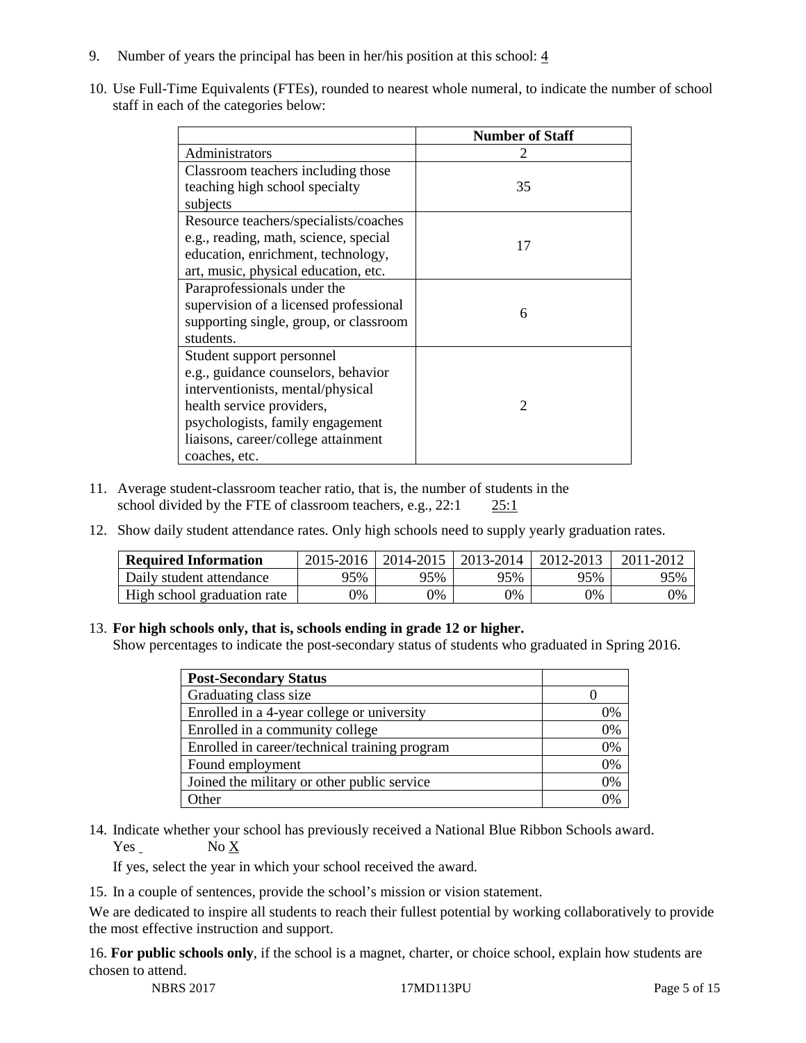9. Number of years the principal has been in her/his position at this school: 4

10. Use Full-Time Equivalents (FTEs), rounded to nearest whole numeral, to indicate the number of school staff in each of the categories below:

| | Number of Staff |
|---|---|
| Administrators | 2 |
| Classroom teachers including those teaching high school specialty subjects | 35 |
| Resource teachers/specialists/coaches e.g., reading, math, science, special education, enrichment, technology, art, music, physical education, etc. | 17 |
| Paraprofessionals under the supervision of a licensed professional supporting single, group, or classroom students. | 6 |
| Student support personnel e.g., guidance counselors, behavior interventionists, mental/physical health service providers, psychologists, family engagement liaisons, career/college attainment coaches, etc. | 2 |

11. Average student-classroom teacher ratio, that is, the number of students in the school divided by the FTE of classroom teachers, e.g., 22:1 25:1

12. Show daily student attendance rates. Only high schools need to supply yearly graduation rates.

| Required Information | 2015-2016 | 2014-2015 | 2013-2014 | 2012-2013 | 2011-2012 |
|---|---|---|---|---|---|
| Daily student attendance | 95% | 95% | 95% | 95% | 95% |
| High school graduation rate | 0% | 0% | 0% | 0% | 0% |

13. **For high schools only, that is, schools ending in grade 12 or higher.**
Show percentages to indicate the post-secondary status of students who graduated in Spring 2016.

| Post-Secondary Status | |
|---|---|
| Graduating class size | 0 |
| Enrolled in a 4-year college or university | 0% |
| Enrolled in a community college | 0% |
| Enrolled in career/technical training program | 0% |
| Found employment | 0% |
| Joined the military or other public service | 0% |
| Other | 0% |

14. Indicate whether your school has previously received a National Blue Ribbon Schools award.
Yes No X

If yes, select the year in which your school received the award.

15. In a couple of sentences, provide the school's mission or vision statement.

We are dedicated to inspire all students to reach their fullest potential by working collaboratively to provide the most effective instruction and support.

16. **For public schools only**, if the school is a magnet, charter, or choice school, explain how students are chosen to attend.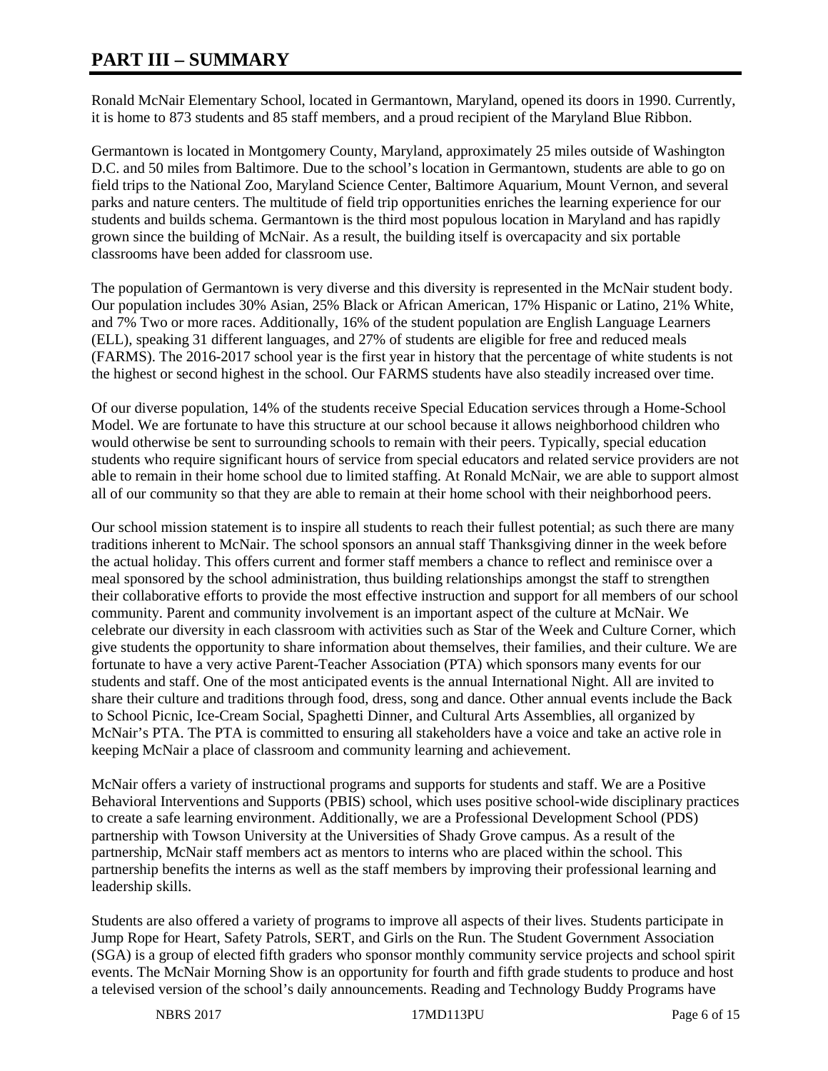# PART III – SUMMARY

Ronald McNair Elementary School, located in Germantown, Maryland, opened its doors in 1990. Currently, it is home to 873 students and 85 staff members, and a proud recipient of the Maryland Blue Ribbon.

Germantown is located in Montgomery County, Maryland, approximately 25 miles outside of Washington D.C. and 50 miles from Baltimore. Due to the school's location in Germantown, students are able to go on field trips to the National Zoo, Maryland Science Center, Baltimore Aquarium, Mount Vernon, and several parks and nature centers. The multitude of field trip opportunities enriches the learning experience for our students and builds schema. Germantown is the third most populous location in Maryland and has rapidly grown since the building of McNair. As a result, the building itself is overcapacity and six portable classrooms have been added for classroom use.

The population of Germantown is very diverse and this diversity is represented in the McNair student body. Our population includes 30% Asian, 25% Black or African American, 17% Hispanic or Latino, 21% White, and 7% Two or more races. Additionally, 16% of the student population are English Language Learners (ELL), speaking 31 different languages, and 27% of students are eligible for free and reduced meals (FARMS). The 2016-2017 school year is the first year in history that the percentage of white students is not the highest or second highest in the school. Our FARMS students have also steadily increased over time.

Of our diverse population, 14% of the students receive Special Education services through a Home-School Model. We are fortunate to have this structure at our school because it allows neighborhood children who would otherwise be sent to surrounding schools to remain with their peers. Typically, special education students who require significant hours of service from special educators and related service providers are not able to remain in their home school due to limited staffing. At Ronald McNair, we are able to support almost all of our community so that they are able to remain at their home school with their neighborhood peers.

Our school mission statement is to inspire all students to reach their fullest potential; as such there are many traditions inherent to McNair. The school sponsors an annual staff Thanksgiving dinner in the week before the actual holiday. This offers current and former staff members a chance to reflect and reminisce over a meal sponsored by the school administration, thus building relationships amongst the staff to strengthen their collaborative efforts to provide the most effective instruction and support for all members of our school community. Parent and community involvement is an important aspect of the culture at McNair. We celebrate our diversity in each classroom with activities such as Star of the Week and Culture Corner, which give students the opportunity to share information about themselves, their families, and their culture. We are fortunate to have a very active Parent-Teacher Association (PTA) which sponsors many events for our students and staff. One of the most anticipated events is the annual International Night. All are invited to share their culture and traditions through food, dress, song and dance. Other annual events include the Back to School Picnic, Ice-Cream Social, Spaghetti Dinner, and Cultural Arts Assemblies, all organized by McNair's PTA. The PTA is committed to ensuring all stakeholders have a voice and take an active role in keeping McNair a place of classroom and community learning and achievement.

McNair offers a variety of instructional programs and supports for students and staff. We are a Positive Behavioral Interventions and Supports (PBIS) school, which uses positive school-wide disciplinary practices to create a safe learning environment. Additionally, we are a Professional Development School (PDS) partnership with Towson University at the Universities of Shady Grove campus. As a result of the partnership, McNair staff members act as mentors to interns who are placed within the school. This partnership benefits the interns as well as the staff members by improving their professional learning and leadership skills.

Students are also offered a variety of programs to improve all aspects of their lives. Students participate in Jump Rope for Heart, Safety Patrols, SERT, and Girls on the Run. The Student Government Association (SGA) is a group of elected fifth graders who sponsor monthly community service projects and school spirit events. The McNair Morning Show is an opportunity for fourth and fifth grade students to produce and host a televised version of the school's daily announcements. Reading and Technology Buddy Programs have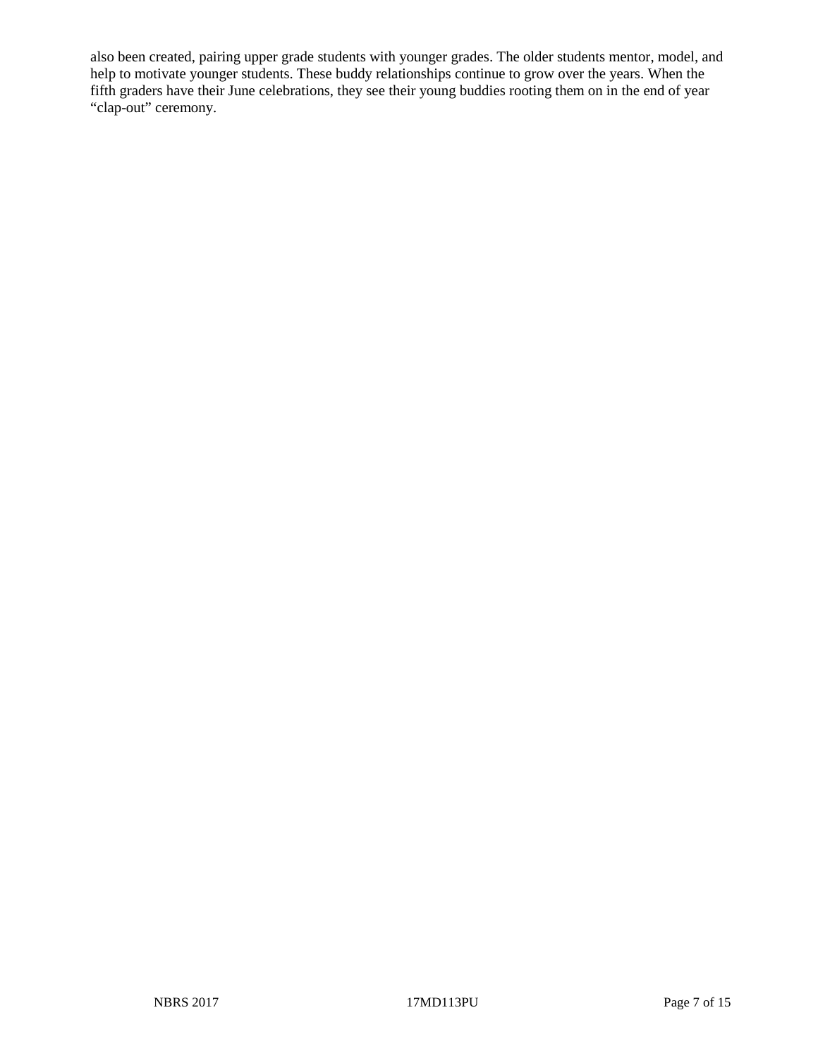also been created, pairing upper grade students with younger grades. The older students mentor, model, and help to motivate younger students. These buddy relationships continue to grow over the years. When the fifth graders have their June celebrations, they see their young buddies rooting them on in the end of year “clap-out” ceremony.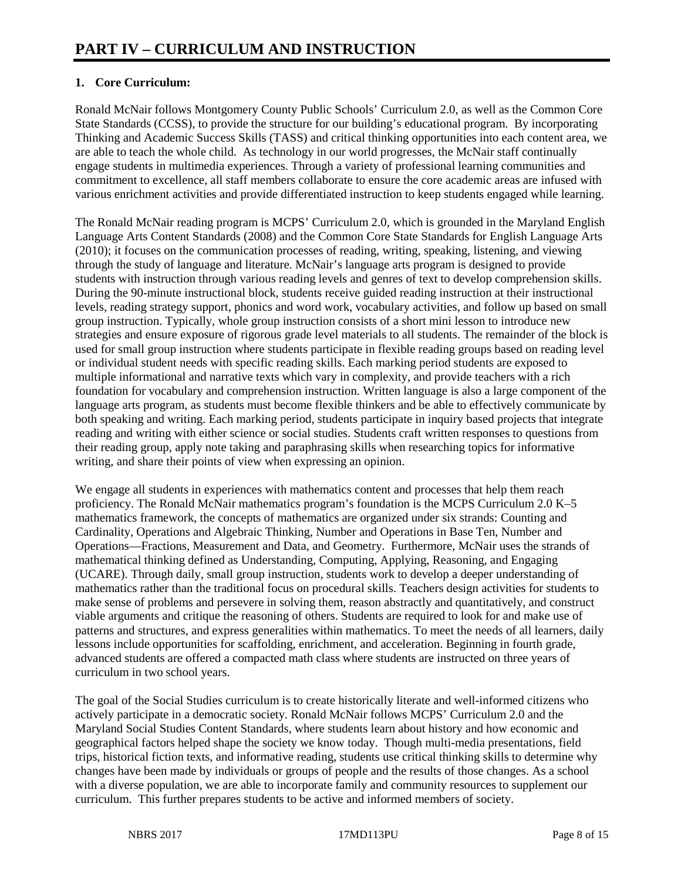# PART IV – CURRICULUM AND INSTRUCTION

**1. Core Curriculum:**

Ronald McNair follows Montgomery County Public Schools' Curriculum 2.0, as well as the Common Core State Standards (CCSS), to provide the structure for our building's educational program. By incorporating Thinking and Academic Success Skills (TASS) and critical thinking opportunities into each content area, we are able to teach the whole child. As technology in our world progresses, the McNair staff continually engage students in multimedia experiences. Through a variety of professional learning communities and commitment to excellence, all staff members collaborate to ensure the core academic areas are infused with various enrichment activities and provide differentiated instruction to keep students engaged while learning.

The Ronald McNair reading program is MCPS' Curriculum 2.0, which is grounded in the Maryland English Language Arts Content Standards (2008) and the Common Core State Standards for English Language Arts (2010); it focuses on the communication processes of reading, writing, speaking, listening, and viewing through the study of language and literature. McNair's language arts program is designed to provide students with instruction through various reading levels and genres of text to develop comprehension skills. During the 90-minute instructional block, students receive guided reading instruction at their instructional levels, reading strategy support, phonics and word work, vocabulary activities, and follow up based on small group instruction. Typically, whole group instruction consists of a short mini lesson to introduce new strategies and ensure exposure of rigorous grade level materials to all students. The remainder of the block is used for small group instruction where students participate in flexible reading groups based on reading level or individual student needs with specific reading skills. Each marking period students are exposed to multiple informational and narrative texts which vary in complexity, and provide teachers with a rich foundation for vocabulary and comprehension instruction. Written language is also a large component of the language arts program, as students must become flexible thinkers and be able to effectively communicate by both speaking and writing. Each marking period, students participate in inquiry based projects that integrate reading and writing with either science or social studies. Students craft written responses to questions from their reading group, apply note taking and paraphrasing skills when researching topics for informative writing, and share their points of view when expressing an opinion.

We engage all students in experiences with mathematics content and processes that help them reach proficiency. The Ronald McNair mathematics program's foundation is the MCPS Curriculum 2.0 K–5 mathematics framework, the concepts of mathematics are organized under six strands: Counting and Cardinality, Operations and Algebraic Thinking, Number and Operations in Base Ten, Number and Operations—Fractions, Measurement and Data, and Geometry. Furthermore, McNair uses the strands of mathematical thinking defined as Understanding, Computing, Applying, Reasoning, and Engaging (UCARE). Through daily, small group instruction, students work to develop a deeper understanding of mathematics rather than the traditional focus on procedural skills. Teachers design activities for students to make sense of problems and persevere in solving them, reason abstractly and quantitatively, and construct viable arguments and critique the reasoning of others. Students are required to look for and make use of patterns and structures, and express generalities within mathematics. To meet the needs of all learners, daily lessons include opportunities for scaffolding, enrichment, and acceleration. Beginning in fourth grade, advanced students are offered a compacted math class where students are instructed on three years of curriculum in two school years.

The goal of the Social Studies curriculum is to create historically literate and well-informed citizens who actively participate in a democratic society. Ronald McNair follows MCPS' Curriculum 2.0 and the Maryland Social Studies Content Standards, where students learn about history and how economic and geographical factors helped shape the society we know today. Though multi-media presentations, field trips, historical fiction texts, and informative reading, students use critical thinking skills to determine why changes have been made by individuals or groups of people and the results of those changes. As a school with a diverse population, we are able to incorporate family and community resources to supplement our curriculum. This further prepares students to be active and informed members of society.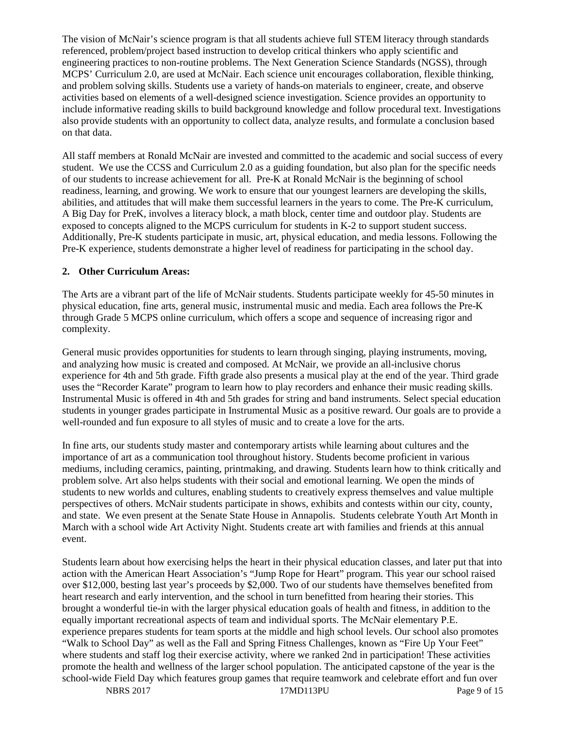The vision of McNair's science program is that all students achieve full STEM literacy through standards referenced, problem/project based instruction to develop critical thinkers who apply scientific and engineering practices to non-routine problems. The Next Generation Science Standards (NGSS), through MCPS' Curriculum 2.0, are used at McNair. Each science unit encourages collaboration, flexible thinking, and problem solving skills. Students use a variety of hands-on materials to engineer, create, and observe activities based on elements of a well-designed science investigation. Science provides an opportunity to include informative reading skills to build background knowledge and follow procedural text. Investigations also provide students with an opportunity to collect data, analyze results, and formulate a conclusion based on that data.

All staff members at Ronald McNair are invested and committed to the academic and social success of every student. We use the CCSS and Curriculum 2.0 as a guiding foundation, but also plan for the specific needs of our students to increase achievement for all. Pre-K at Ronald McNair is the beginning of school readiness, learning, and growing. We work to ensure that our youngest learners are developing the skills, abilities, and attitudes that will make them successful learners in the years to come. The Pre-K curriculum, A Big Day for PreK, involves a literacy block, a math block, center time and outdoor play. Students are exposed to concepts aligned to the MCPS curriculum for students in K-2 to support student success. Additionally, Pre-K students participate in music, art, physical education, and media lessons. Following the Pre-K experience, students demonstrate a higher level of readiness for participating in the school day.

**2. Other Curriculum Areas:**

The Arts are a vibrant part of the life of McNair students. Students participate weekly for 45-50 minutes in physical education, fine arts, general music, instrumental music and media. Each area follows the Pre-K through Grade 5 MCPS online curriculum, which offers a scope and sequence of increasing rigor and complexity.

General music provides opportunities for students to learn through singing, playing instruments, moving, and analyzing how music is created and composed. At McNair, we provide an all-inclusive chorus experience for 4th and 5th grade. Fifth grade also presents a musical play at the end of the year. Third grade uses the "Recorder Karate" program to learn how to play recorders and enhance their music reading skills. Instrumental Music is offered in 4th and 5th grades for string and band instruments. Select special education students in younger grades participate in Instrumental Music as a positive reward. Our goals are to provide a well-rounded and fun exposure to all styles of music and to create a love for the arts.

In fine arts, our students study master and contemporary artists while learning about cultures and the importance of art as a communication tool throughout history. Students become proficient in various mediums, including ceramics, painting, printmaking, and drawing. Students learn how to think critically and problem solve. Art also helps students with their social and emotional learning. We open the minds of students to new worlds and cultures, enabling students to creatively express themselves and value multiple perspectives of others. McNair students participate in shows, exhibits and contests within our city, county, and state. We even present at the Senate State House in Annapolis. Students celebrate Youth Art Month in March with a school wide Art Activity Night. Students create art with families and friends at this annual event.

Students learn about how exercising helps the heart in their physical education classes, and later put that into action with the American Heart Association's "Jump Rope for Heart" program. This year our school raised over $12,000, besting last year's proceeds by $2,000. Two of our students have themselves benefited from heart research and early intervention, and the school in turn benefitted from hearing their stories. This brought a wonderful tie-in with the larger physical education goals of health and fitness, in addition to the equally important recreational aspects of team and individual sports. The McNair elementary P.E. experience prepares students for team sports at the middle and high school levels. Our school also promotes "Walk to School Day" as well as the Fall and Spring Fitness Challenges, known as "Fire Up Your Feet" where students and staff log their exercise activity, where we ranked 2nd in participation! These activities promote the health and wellness of the larger school population. The anticipated capstone of the year is the school-wide Field Day which features group games that require teamwork and celebrate effort and fun over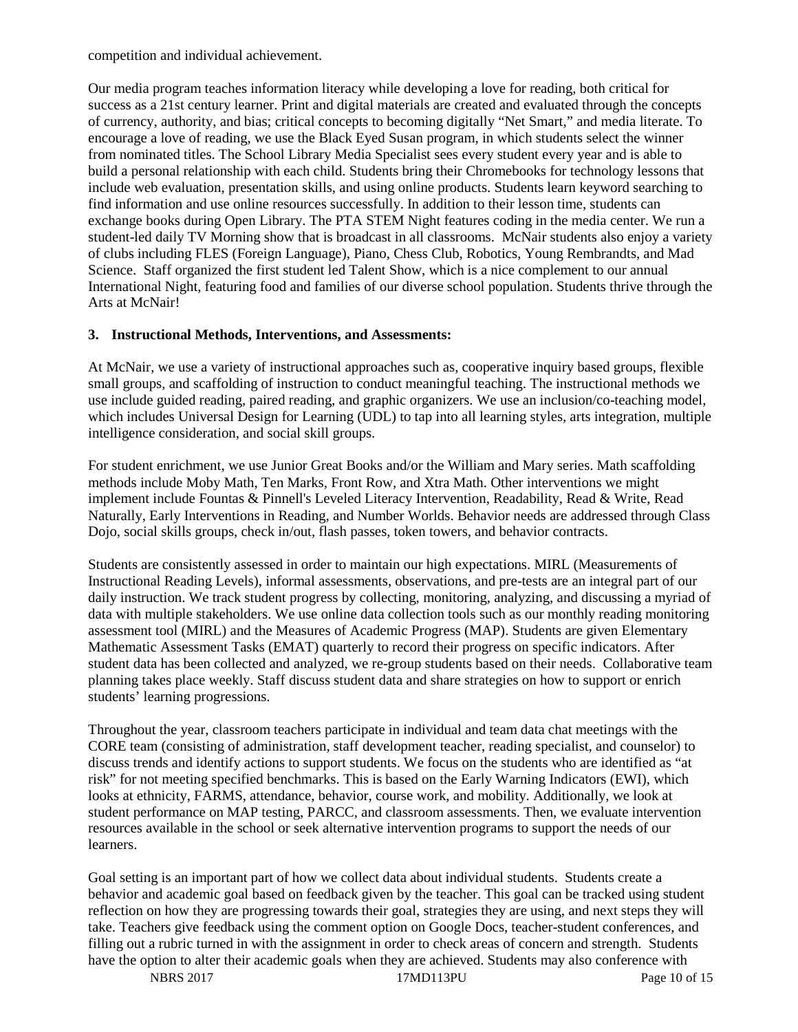competition and individual achievement.

Our media program teaches information literacy while developing a love for reading, both critical for success as a 21st century learner. Print and digital materials are created and evaluated through the concepts of currency, authority, and bias; critical concepts to becoming digitally "Net Smart," and media literate. To encourage a love of reading, we use the Black Eyed Susan program, in which students select the winner from nominated titles. The School Library Media Specialist sees every student every year and is able to build a personal relationship with each child. Students bring their Chromebooks for technology lessons that include web evaluation, presentation skills, and using online products. Students learn keyword searching to find information and use online resources successfully. In addition to their lesson time, students can exchange books during Open Library. The PTA STEM Night features coding in the media center. We run a student-led daily TV Morning show that is broadcast in all classrooms. McNair students also enjoy a variety of clubs including FLES (Foreign Language), Piano, Chess Club, Robotics, Young Rembrandts, and Mad Science. Staff organized the first student led Talent Show, which is a nice complement to our annual International Night, featuring food and families of our diverse school population. Students thrive through the Arts at McNair!

### 3. Instructional Methods, Interventions, and Assessments:

At McNair, we use a variety of instructional approaches such as, cooperative inquiry based groups, flexible small groups, and scaffolding of instruction to conduct meaningful teaching. The instructional methods we use include guided reading, paired reading, and graphic organizers. We use an inclusion/co-teaching model, which includes Universal Design for Learning (UDL) to tap into all learning styles, arts integration, multiple intelligence consideration, and social skill groups.

For student enrichment, we use Junior Great Books and/or the William and Mary series. Math scaffolding methods include Moby Math, Ten Marks, Front Row, and Xtra Math. Other interventions we might implement include Fountas & Pinnell's Leveled Literacy Intervention, Readability, Read & Write, Read Naturally, Early Interventions in Reading, and Number Worlds. Behavior needs are addressed through Class Dojo, social skills groups, check in/out, flash passes, token towers, and behavior contracts.

Students are consistently assessed in order to maintain our high expectations. MIRL (Measurements of Instructional Reading Levels), informal assessments, observations, and pre-tests are an integral part of our daily instruction. We track student progress by collecting, monitoring, analyzing, and discussing a myriad of data with multiple stakeholders. We use online data collection tools such as our monthly reading monitoring assessment tool (MIRL) and the Measures of Academic Progress (MAP). Students are given Elementary Mathematic Assessment Tasks (EMAT) quarterly to record their progress on specific indicators. After student data has been collected and analyzed, we re-group students based on their needs. Collaborative team planning takes place weekly. Staff discuss student data and share strategies on how to support or enrich students' learning progressions.

Throughout the year, classroom teachers participate in individual and team data chat meetings with the CORE team (consisting of administration, staff development teacher, reading specialist, and counselor) to discuss trends and identify actions to support students. We focus on the students who are identified as "at risk" for not meeting specified benchmarks. This is based on the Early Warning Indicators (EWI), which looks at ethnicity, FARMS, attendance, behavior, course work, and mobility. Additionally, we look at student performance on MAP testing, PARCC, and classroom assessments. Then, we evaluate intervention resources available in the school or seek alternative intervention programs to support the needs of our learners.

Goal setting is an important part of how we collect data about individual students. Students create a behavior and academic goal based on feedback given by the teacher. This goal can be tracked using student reflection on how they are progressing towards their goal, strategies they are using, and next steps they will take. Teachers give feedback using the comment option on Google Docs, teacher-student conferences, and filling out a rubric turned in with the assignment in order to check areas of concern and strength. Students have the option to alter their academic goals when they are achieved. Students may also conference with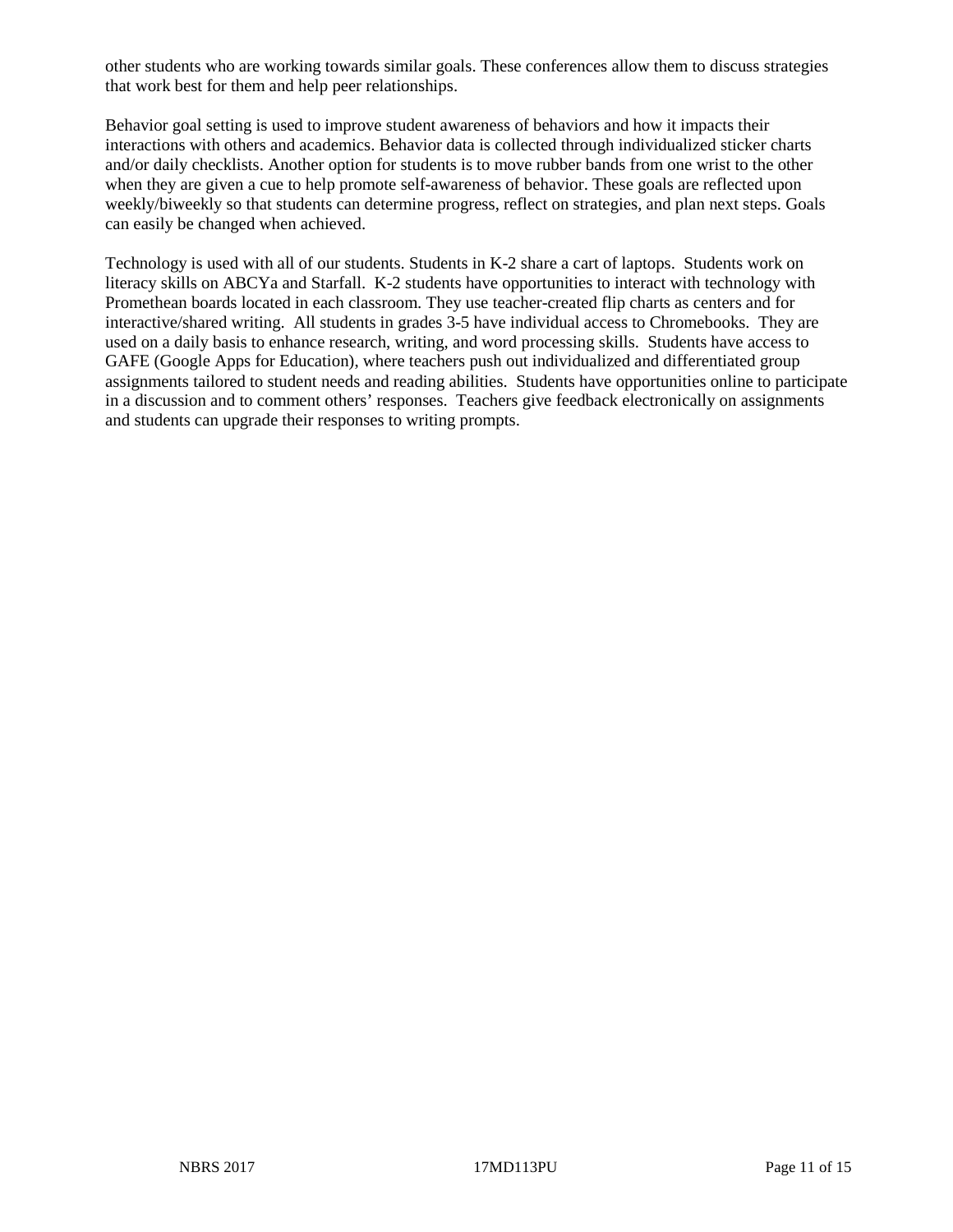other students who are working towards similar goals. These conferences allow them to discuss strategies that work best for them and help peer relationships.

Behavior goal setting is used to improve student awareness of behaviors and how it impacts their interactions with others and academics. Behavior data is collected through individualized sticker charts and/or daily checklists. Another option for students is to move rubber bands from one wrist to the other when they are given a cue to help promote self-awareness of behavior. These goals are reflected upon weekly/biweekly so that students can determine progress, reflect on strategies, and plan next steps. Goals can easily be changed when achieved.

Technology is used with all of our students. Students in K-2 share a cart of laptops. Students work on literacy skills on ABCYa and Starfall. K-2 students have opportunities to interact with technology with Promethean boards located in each classroom. They use teacher-created flip charts as centers and for interactive/shared writing. All students in grades 3-5 have individual access to Chromebooks. They are used on a daily basis to enhance research, writing, and word processing skills. Students have access to GAFE (Google Apps for Education), where teachers push out individualized and differentiated group assignments tailored to student needs and reading abilities. Students have opportunities online to participate in a discussion and to comment others' responses. Teachers give feedback electronically on assignments and students can upgrade their responses to writing prompts.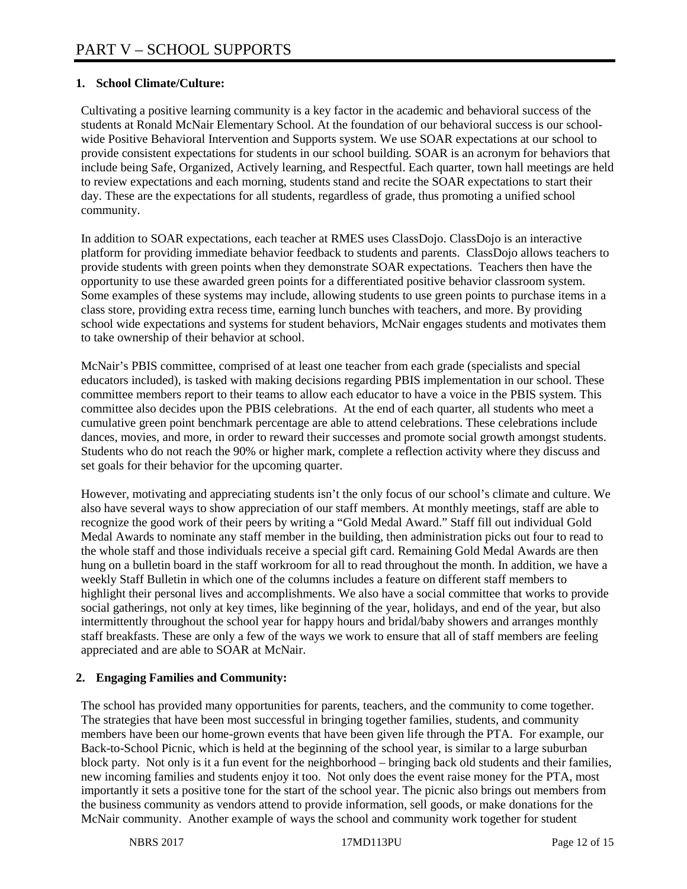# PART V – SCHOOL SUPPORTS

**1. School Climate/Culture:**

Cultivating a positive learning community is a key factor in the academic and behavioral success of the students at Ronald McNair Elementary School. At the foundation of our behavioral success is our school-wide Positive Behavioral Intervention and Supports system. We use SOAR expectations at our school to provide consistent expectations for students in our school building. SOAR is an acronym for behaviors that include being Safe, Organized, Actively learning, and Respectful. Each quarter, town hall meetings are held to review expectations and each morning, students stand and recite the SOAR expectations to start their day. These are the expectations for all students, regardless of grade, thus promoting a unified school community.

In addition to SOAR expectations, each teacher at RMES uses ClassDojo. ClassDojo is an interactive platform for providing immediate behavior feedback to students and parents. ClassDojo allows teachers to provide students with green points when they demonstrate SOAR expectations. Teachers then have the opportunity to use these awarded green points for a differentiated positive behavior classroom system. Some examples of these systems may include, allowing students to use green points to purchase items in a class store, providing extra recess time, earning lunch bunches with teachers, and more. By providing school wide expectations and systems for student behaviors, McNair engages students and motivates them to take ownership of their behavior at school.

McNair's PBIS committee, comprised of at least one teacher from each grade (specialists and special educators included), is tasked with making decisions regarding PBIS implementation in our school. These committee members report to their teams to allow each educator to have a voice in the PBIS system. This committee also decides upon the PBIS celebrations. At the end of each quarter, all students who meet a cumulative green point benchmark percentage are able to attend celebrations. These celebrations include dances, movies, and more, in order to reward their successes and promote social growth amongst students. Students who do not reach the 90% or higher mark, complete a reflection activity where they discuss and set goals for their behavior for the upcoming quarter.

However, motivating and appreciating students isn't the only focus of our school's climate and culture. We also have several ways to show appreciation of our staff members. At monthly meetings, staff are able to recognize the good work of their peers by writing a "Gold Medal Award." Staff fill out individual Gold Medal Awards to nominate any staff member in the building, then administration picks out four to read to the whole staff and those individuals receive a special gift card. Remaining Gold Medal Awards are then hung on a bulletin board in the staff workroom for all to read throughout the month. In addition, we have a weekly Staff Bulletin in which one of the columns includes a feature on different staff members to highlight their personal lives and accomplishments. We also have a social committee that works to provide social gatherings, not only at key times, like beginning of the year, holidays, and end of the year, but also intermittently throughout the school year for happy hours and bridal/baby showers and arranges monthly staff breakfasts. These are only a few of the ways we work to ensure that all of staff members are feeling appreciated and are able to SOAR at McNair.

**2. Engaging Families and Community:**

The school has provided many opportunities for parents, teachers, and the community to come together. The strategies that have been most successful in bringing together families, students, and community members have been our home-grown events that have been given life through the PTA. For example, our Back-to-School Picnic, which is held at the beginning of the school year, is similar to a large suburban block party. Not only is it a fun event for the neighborhood – bringing back old students and their families, new incoming families and students enjoy it too. Not only does the event raise money for the PTA, most importantly it sets a positive tone for the start of the school year. The picnic also brings out members from the business community as vendors attend to provide information, sell goods, or make donations for the McNair community. Another example of ways the school and community work together for student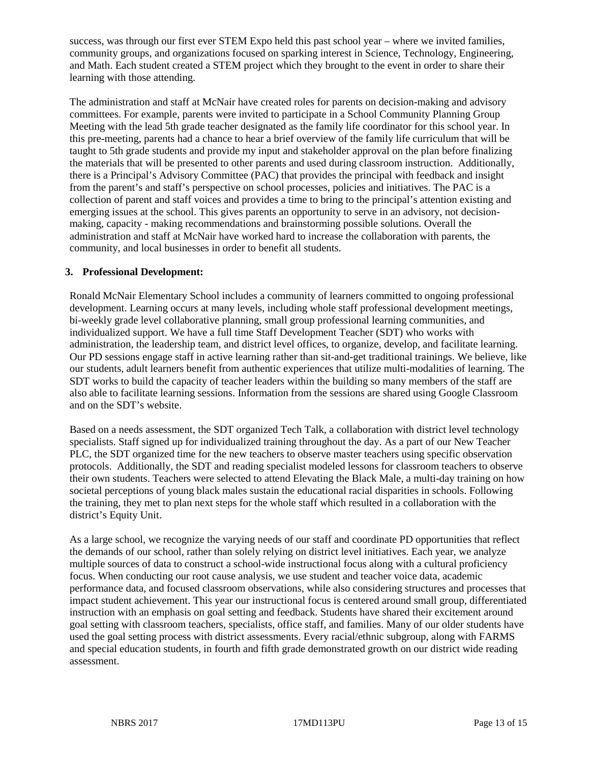success, was through our first ever STEM Expo held this past school year – where we invited families, community groups, and organizations focused on sparking interest in Science, Technology, Engineering, and Math. Each student created a STEM project which they brought to the event in order to share their learning with those attending.

The administration and staff at McNair have created roles for parents on decision-making and advisory committees. For example, parents were invited to participate in a School Community Planning Group Meeting with the lead 5th grade teacher designated as the family life coordinator for this school year. In this pre-meeting, parents had a chance to hear a brief overview of the family life curriculum that will be taught to 5th grade students and provide my input and stakeholder approval on the plan before finalizing the materials that will be presented to other parents and used during classroom instruction. Additionally, there is a Principal's Advisory Committee (PAC) that provides the principal with feedback and insight from the parent's and staff's perspective on school processes, policies and initiatives. The PAC is a collection of parent and staff voices and provides a time to bring to the principal's attention existing and emerging issues at the school. This gives parents an opportunity to serve in an advisory, not decision-making, capacity - making recommendations and brainstorming possible solutions. Overall the administration and staff at McNair have worked hard to increase the collaboration with parents, the community, and local businesses in order to benefit all students.

### 3. Professional Development:

Ronald McNair Elementary School includes a community of learners committed to ongoing professional development. Learning occurs at many levels, including whole staff professional development meetings, bi-weekly grade level collaborative planning, small group professional learning communities, and individualized support. We have a full time Staff Development Teacher (SDT) who works with administration, the leadership team, and district level offices, to organize, develop, and facilitate learning. Our PD sessions engage staff in active learning rather than sit-and-get traditional trainings. We believe, like our students, adult learners benefit from authentic experiences that utilize multi-modalities of learning. The SDT works to build the capacity of teacher leaders within the building so many members of the staff are also able to facilitate learning sessions. Information from the sessions are shared using Google Classroom and on the SDT's website.

Based on a needs assessment, the SDT organized Tech Talk, a collaboration with district level technology specialists. Staff signed up for individualized training throughout the day. As a part of our New Teacher PLC, the SDT organized time for the new teachers to observe master teachers using specific observation protocols. Additionally, the SDT and reading specialist modeled lessons for classroom teachers to observe their own students. Teachers were selected to attend Elevating the Black Male, a multi-day training on how societal perceptions of young black males sustain the educational racial disparities in schools. Following the training, they met to plan next steps for the whole staff which resulted in a collaboration with the district's Equity Unit.

As a large school, we recognize the varying needs of our staff and coordinate PD opportunities that reflect the demands of our school, rather than solely relying on district level initiatives. Each year, we analyze multiple sources of data to construct a school-wide instructional focus along with a cultural proficiency focus. When conducting our root cause analysis, we use student and teacher voice data, academic performance data, and focused classroom observations, while also considering structures and processes that impact student achievement. This year our instructional focus is centered around small group, differentiated instruction with an emphasis on goal setting and feedback. Students have shared their excitement around goal setting with classroom teachers, specialists, office staff, and families. Many of our older students have used the goal setting process with district assessments. Every racial/ethnic subgroup, along with FARMS and special education students, in fourth and fifth grade demonstrated growth on our district wide reading assessment.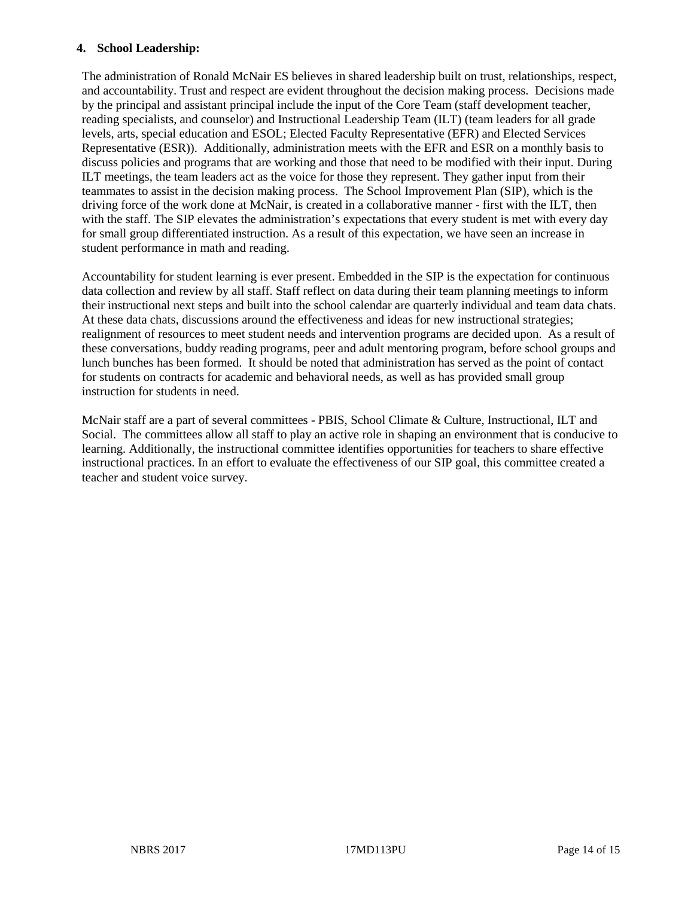**4. School Leadership:**

The administration of Ronald McNair ES believes in shared leadership built on trust, relationships, respect, and accountability. Trust and respect are evident throughout the decision making process. Decisions made by the principal and assistant principal include the input of the Core Team (staff development teacher, reading specialists, and counselor) and Instructional Leadership Team (ILT) (team leaders for all grade levels, arts, special education and ESOL; Elected Faculty Representative (EFR) and Elected Services Representative (ESR)). Additionally, administration meets with the EFR and ESR on a monthly basis to discuss policies and programs that are working and those that need to be modified with their input. During ILT meetings, the team leaders act as the voice for those they represent. They gather input from their teammates to assist in the decision making process. The School Improvement Plan (SIP), which is the driving force of the work done at McNair, is created in a collaborative manner - first with the ILT, then with the staff. The SIP elevates the administration's expectations that every student is met with every day for small group differentiated instruction. As a result of this expectation, we have seen an increase in student performance in math and reading.

Accountability for student learning is ever present. Embedded in the SIP is the expectation for continuous data collection and review by all staff. Staff reflect on data during their team planning meetings to inform their instructional next steps and built into the school calendar are quarterly individual and team data chats. At these data chats, discussions around the effectiveness and ideas for new instructional strategies; realignment of resources to meet student needs and intervention programs are decided upon. As a result of these conversations, buddy reading programs, peer and adult mentoring program, before school groups and lunch bunches has been formed. It should be noted that administration has served as the point of contact for students on contracts for academic and behavioral needs, as well as has provided small group instruction for students in need.

McNair staff are a part of several committees - PBIS, School Climate & Culture, Instructional, ILT and Social. The committees allow all staff to play an active role in shaping an environment that is conducive to learning. Additionally, the instructional committee identifies opportunities for teachers to share effective instructional practices. In an effort to evaluate the effectiveness of our SIP goal, this committee created a teacher and student voice survey.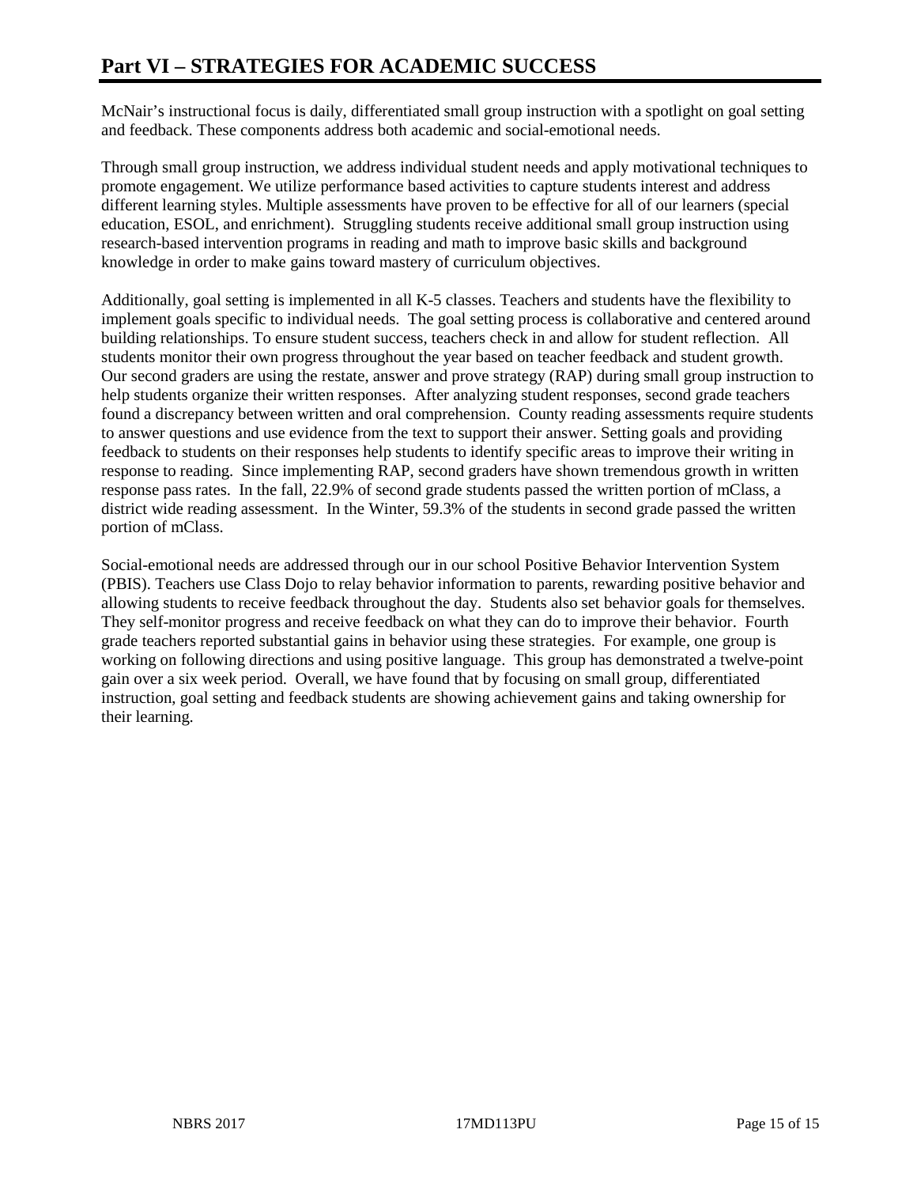# Part VI – STRATEGIES FOR ACADEMIC SUCCESS

McNair's instructional focus is daily, differentiated small group instruction with a spotlight on goal setting and feedback. These components address both academic and social-emotional needs.

Through small group instruction, we address individual student needs and apply motivational techniques to promote engagement. We utilize performance based activities to capture students interest and address different learning styles. Multiple assessments have proven to be effective for all of our learners (special education, ESOL, and enrichment). Struggling students receive additional small group instruction using research-based intervention programs in reading and math to improve basic skills and background knowledge in order to make gains toward mastery of curriculum objectives.

Additionally, goal setting is implemented in all K-5 classes. Teachers and students have the flexibility to implement goals specific to individual needs. The goal setting process is collaborative and centered around building relationships. To ensure student success, teachers check in and allow for student reflection. All students monitor their own progress throughout the year based on teacher feedback and student growth. Our second graders are using the restate, answer and prove strategy (RAP) during small group instruction to help students organize their written responses. After analyzing student responses, second grade teachers found a discrepancy between written and oral comprehension. County reading assessments require students to answer questions and use evidence from the text to support their answer. Setting goals and providing feedback to students on their responses help students to identify specific areas to improve their writing in response to reading. Since implementing RAP, second graders have shown tremendous growth in written response pass rates. In the fall, 22.9% of second grade students passed the written portion of mClass, a district wide reading assessment. In the Winter, 59.3% of the students in second grade passed the written portion of mClass.

Social-emotional needs are addressed through our in our school Positive Behavior Intervention System (PBIS). Teachers use Class Dojo to relay behavior information to parents, rewarding positive behavior and allowing students to receive feedback throughout the day. Students also set behavior goals for themselves. They self-monitor progress and receive feedback on what they can do to improve their behavior. Fourth grade teachers reported substantial gains in behavior using these strategies. For example, one group is working on following directions and using positive language. This group has demonstrated a twelve-point gain over a six week period. Overall, we have found that by focusing on small group, differentiated instruction, goal setting and feedback students are showing achievement gains and taking ownership for their learning.